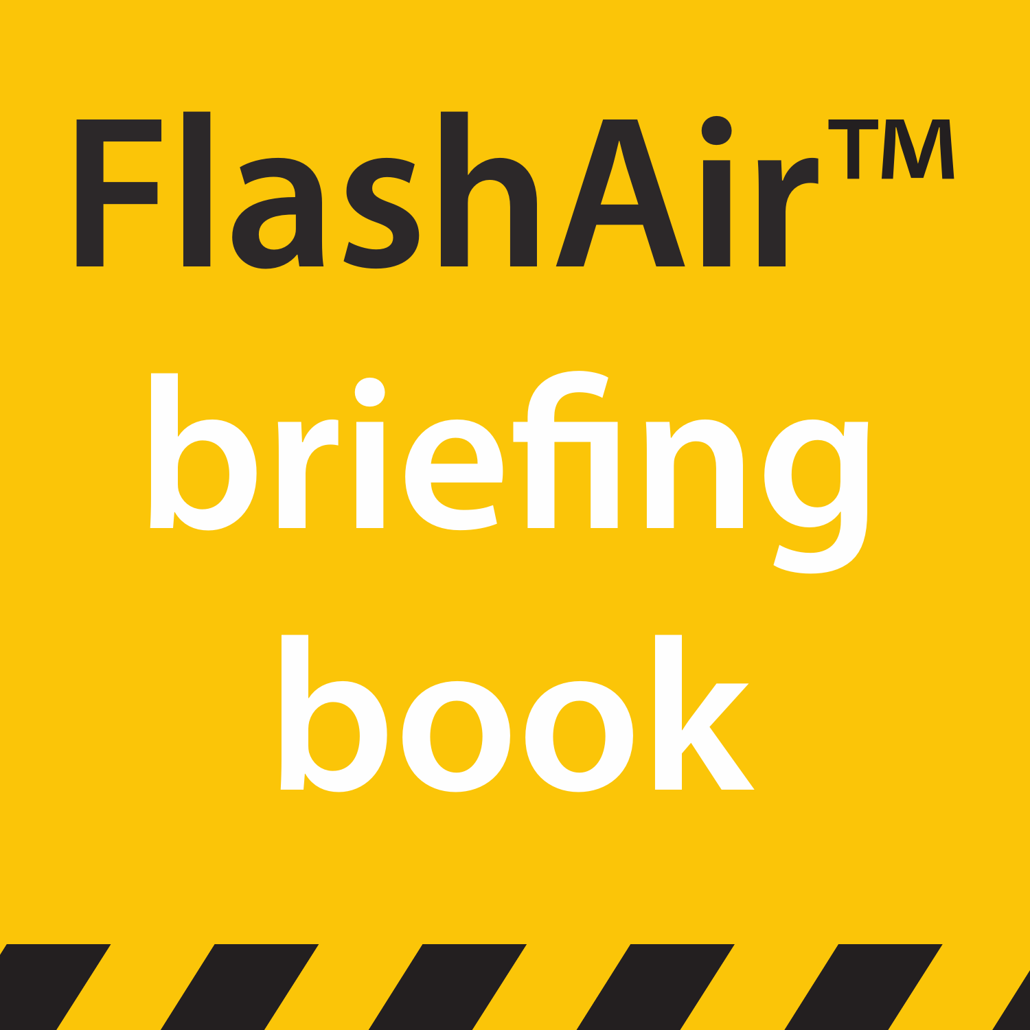# FlashAir™

# briefing book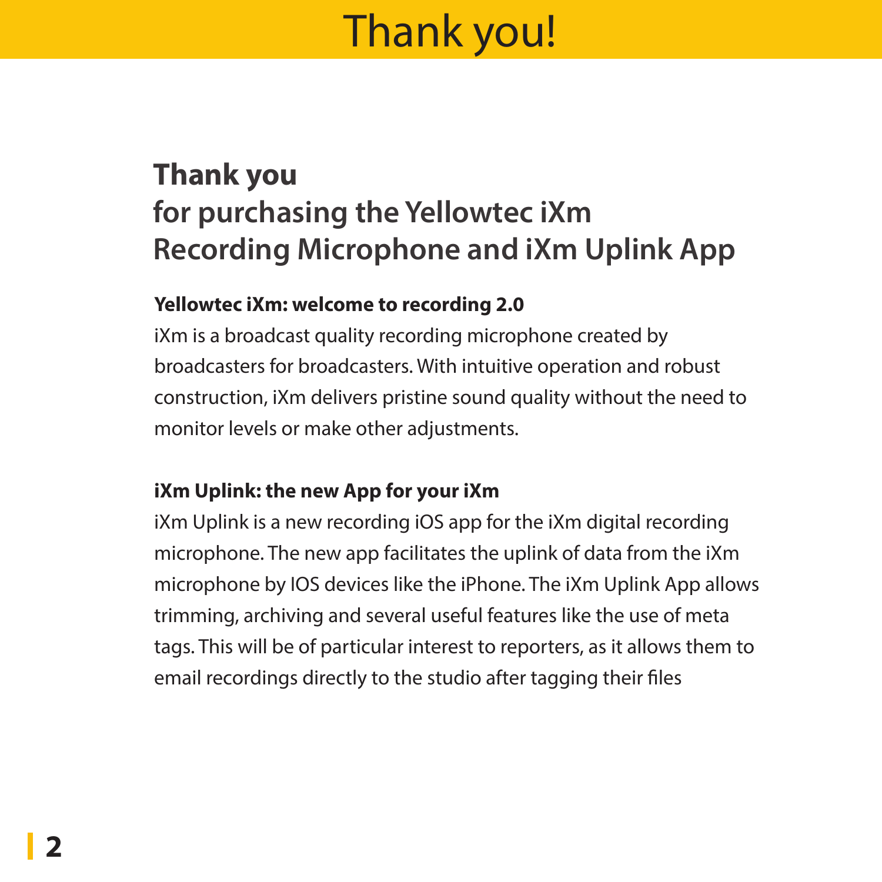# Thank you!

## Thank you
## for purchasing the Yellowtec iXm Recording Microphone and iXm Uplink App

**Yellowtec iXm: welcome to recording 2.0**

iXm is a broadcast quality recording microphone created by broadcasters for broadcasters. With intuitive operation and robust construction, iXm delivers pristine sound quality without the need to monitor levels or make other adjustments.

**iXm Uplink: the new App for your iXm**

iXm Uplink is a new recording iOS app for the iXm digital recording microphone. The new app facilitates the uplink of data from the iXm microphone by IOS devices like the iPhone. The iXm Uplink App allows trimming, archiving and several useful features like the use of meta tags. This will be of particular interest to reporters, as it allows them to email recordings directly to the studio after tagging their files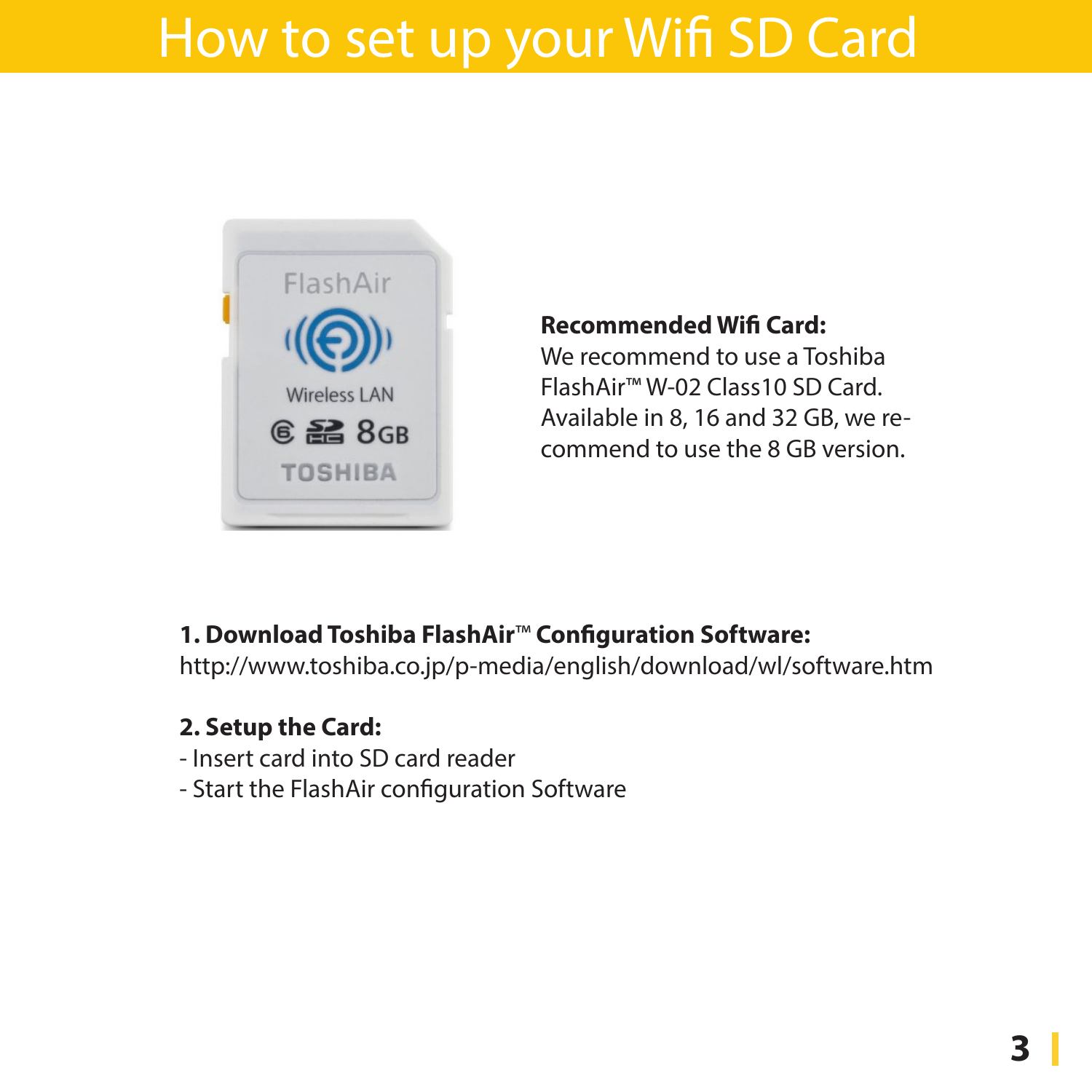# How to set up your Wifi SD Card

**Recommended Wifi Card:**
We recommend to use a Toshiba FlashAir™ W-02 Class10 SD Card. Available in 8, 16 and 32 GB, we recommend to use the 8 GB version.

**1. Download Toshiba FlashAir™ Configuration Software:**
http://www.toshiba.co.jp/p-media/english/download/wl/software.htm

**2. Setup the Card:**
- Insert card into SD card reader
- Start the FlashAir configuration Software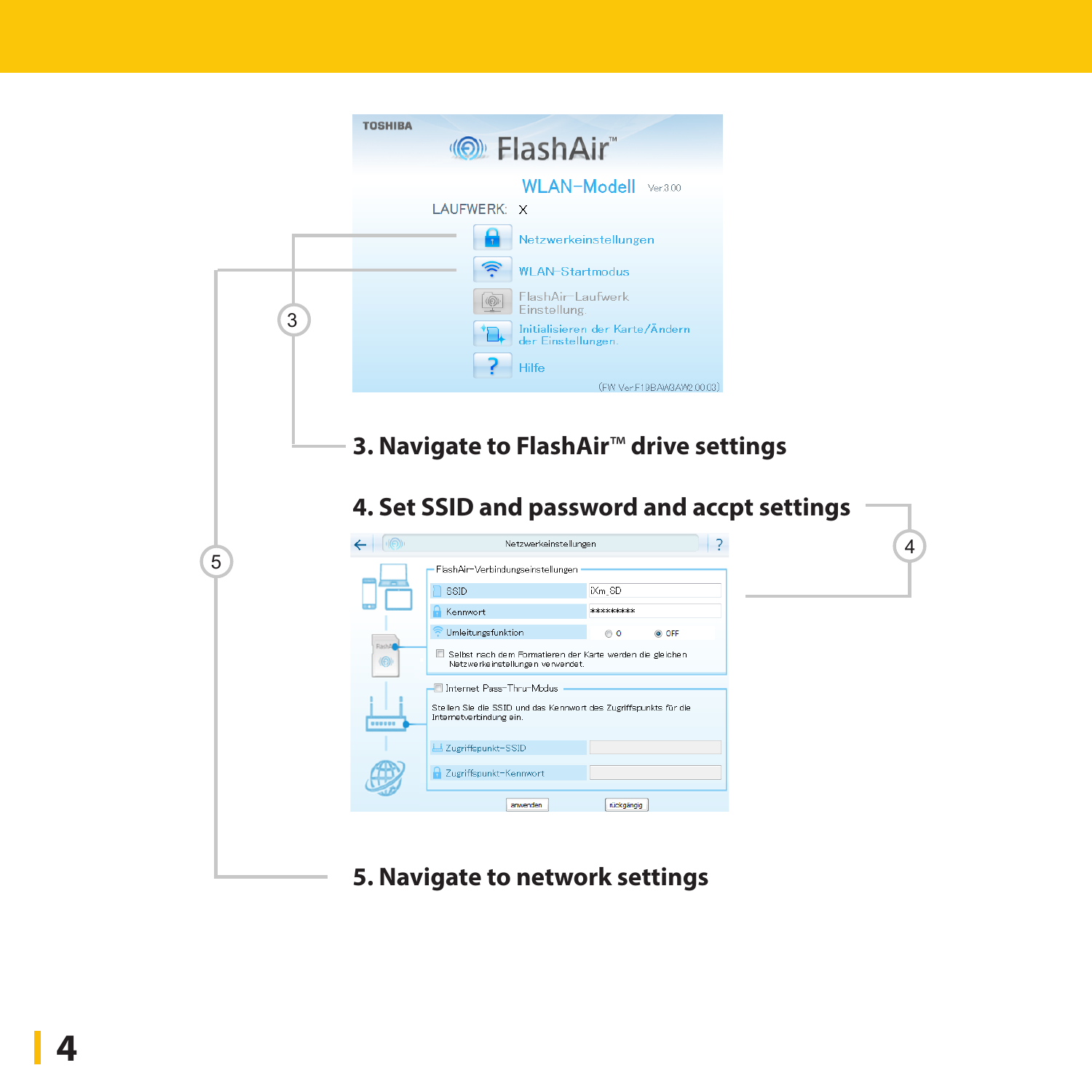**3. Navigate to FlashAir™ drive settings**

**4. Set SSID and password and accpt settings**

**5. Navigate to network settings**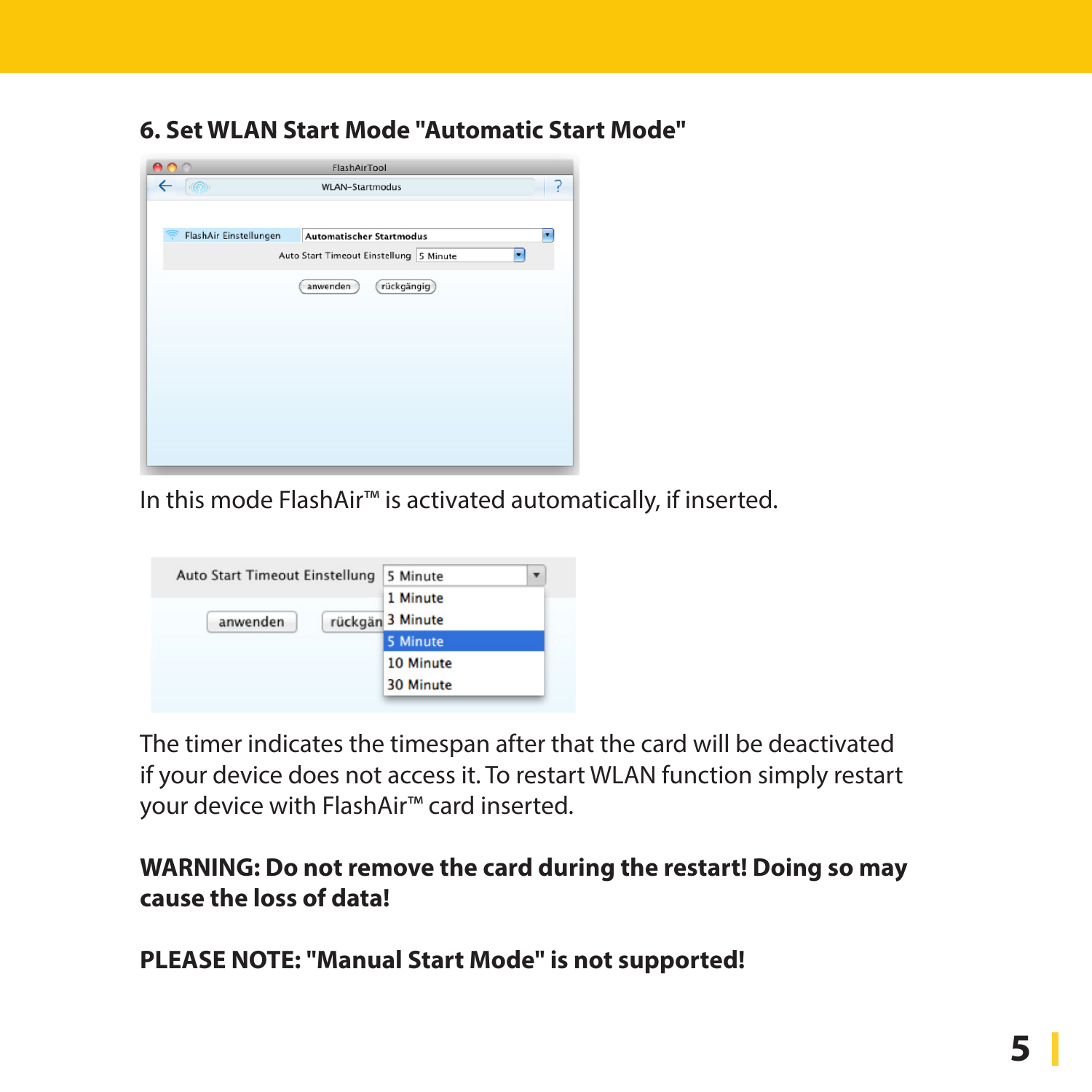## 6. Set WLAN Start Mode "Automatic Start Mode"

In this mode FlashAir™ is activated automatically, if inserted.

The timer indicates the timespan after that the card will be deactivated if your device does not access it. To restart WLAN function simply restart your device with FlashAir™ card inserted.

**WARNING: Do not remove the card during the restart! Doing so may cause the loss of data!**

**PLEASE NOTE: "Manual Start Mode" is not supported!**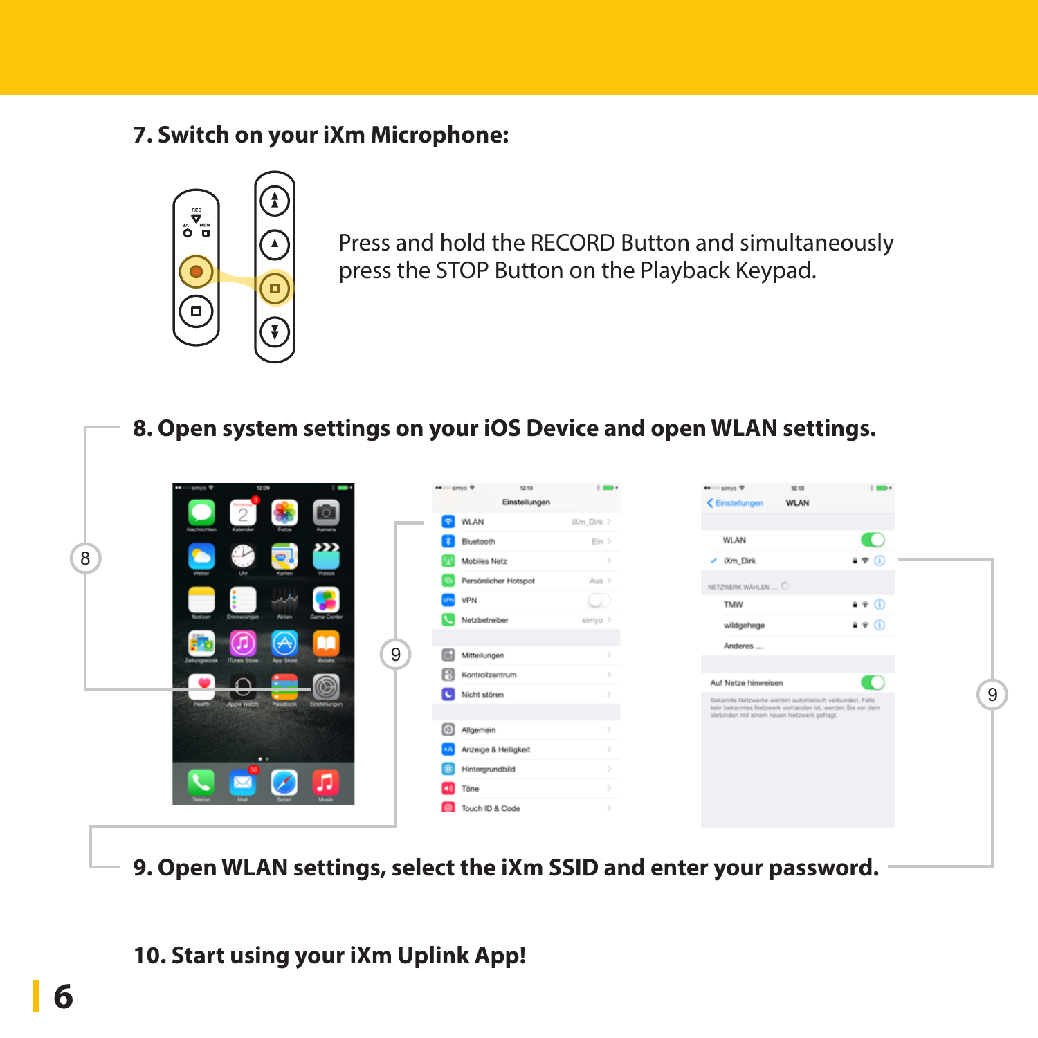## 7. Switch on your iXm Microphone:

Press and hold the RECORD Button and simultaneously press the STOP Button on the Playback Keypad.

## 8. Open system settings on your iOS Device and open WLAN settings.

## 9. Open WLAN settings, select the iXm SSID and enter your password.

## 10. Start using your iXm Uplink App!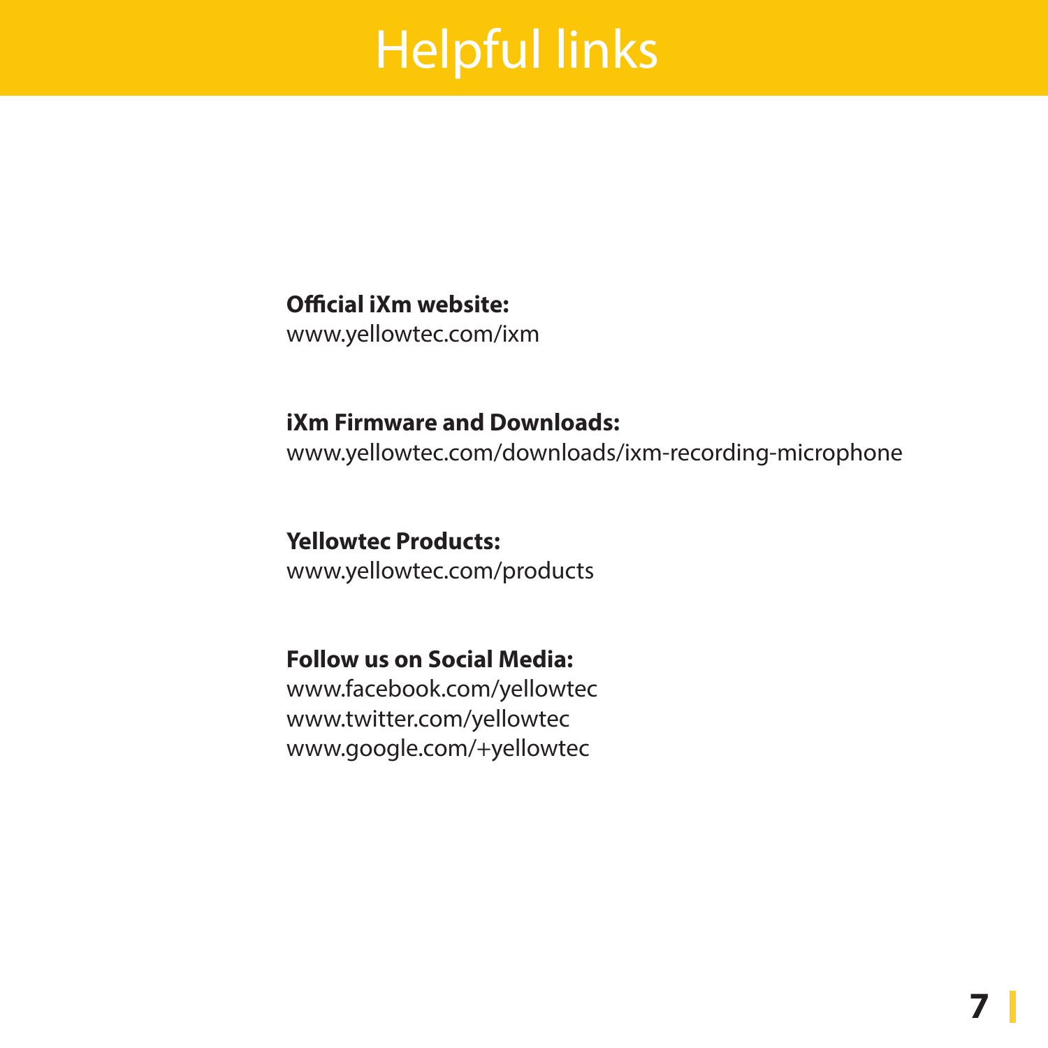# Helpful links

**Official iXm website:**
www.yellowtec.com/ixm

**iXm Firmware and Downloads:**
www.yellowtec.com/downloads/ixm-recording-microphone

**Yellowtec Products:**
www.yellowtec.com/products

**Follow us on Social Media:**
www.facebook.com/yellowtec
www.twitter.com/yellowtec
www.google.com/+yellowtec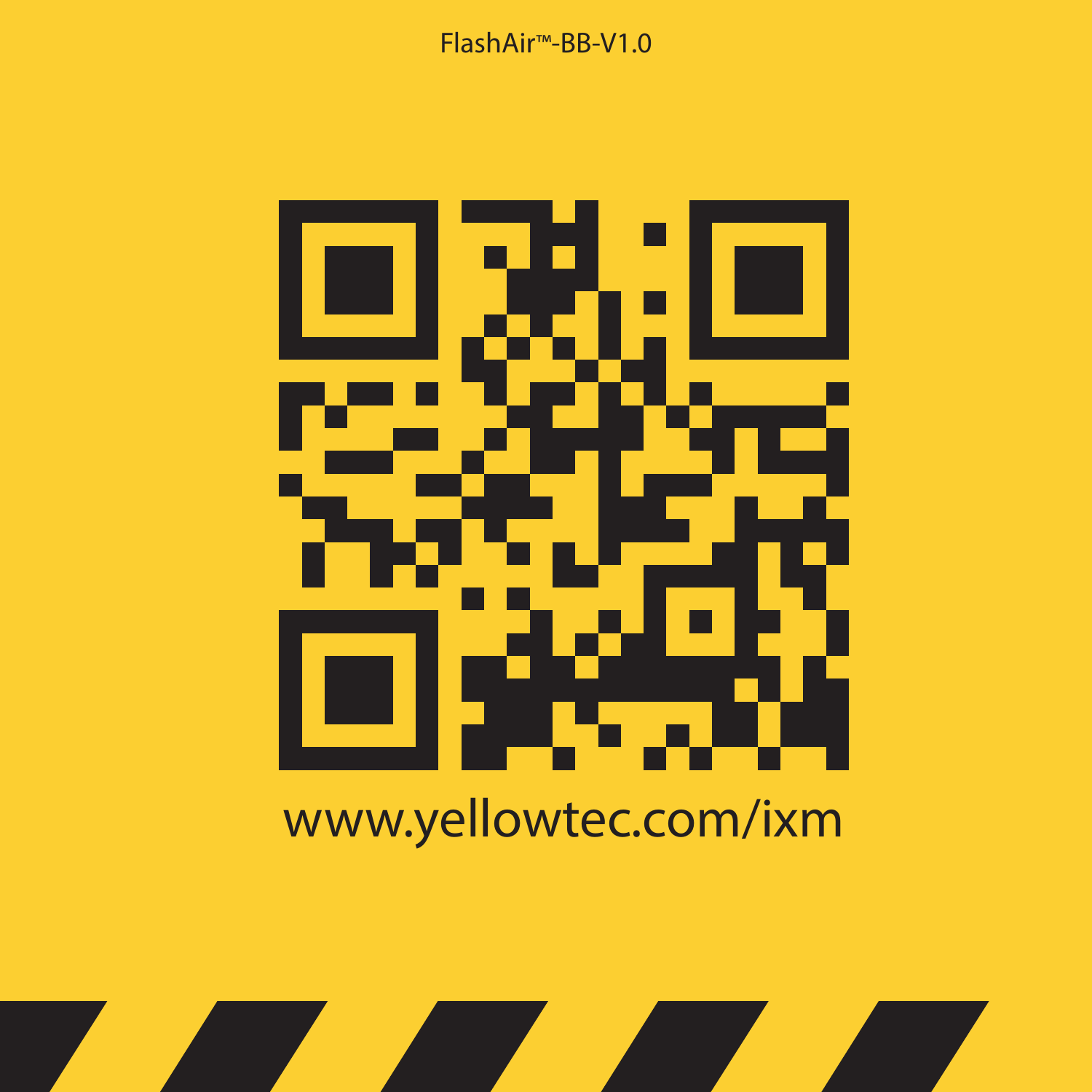FlashAir™-BB-V1.0

www.yellowtec.com/ixm